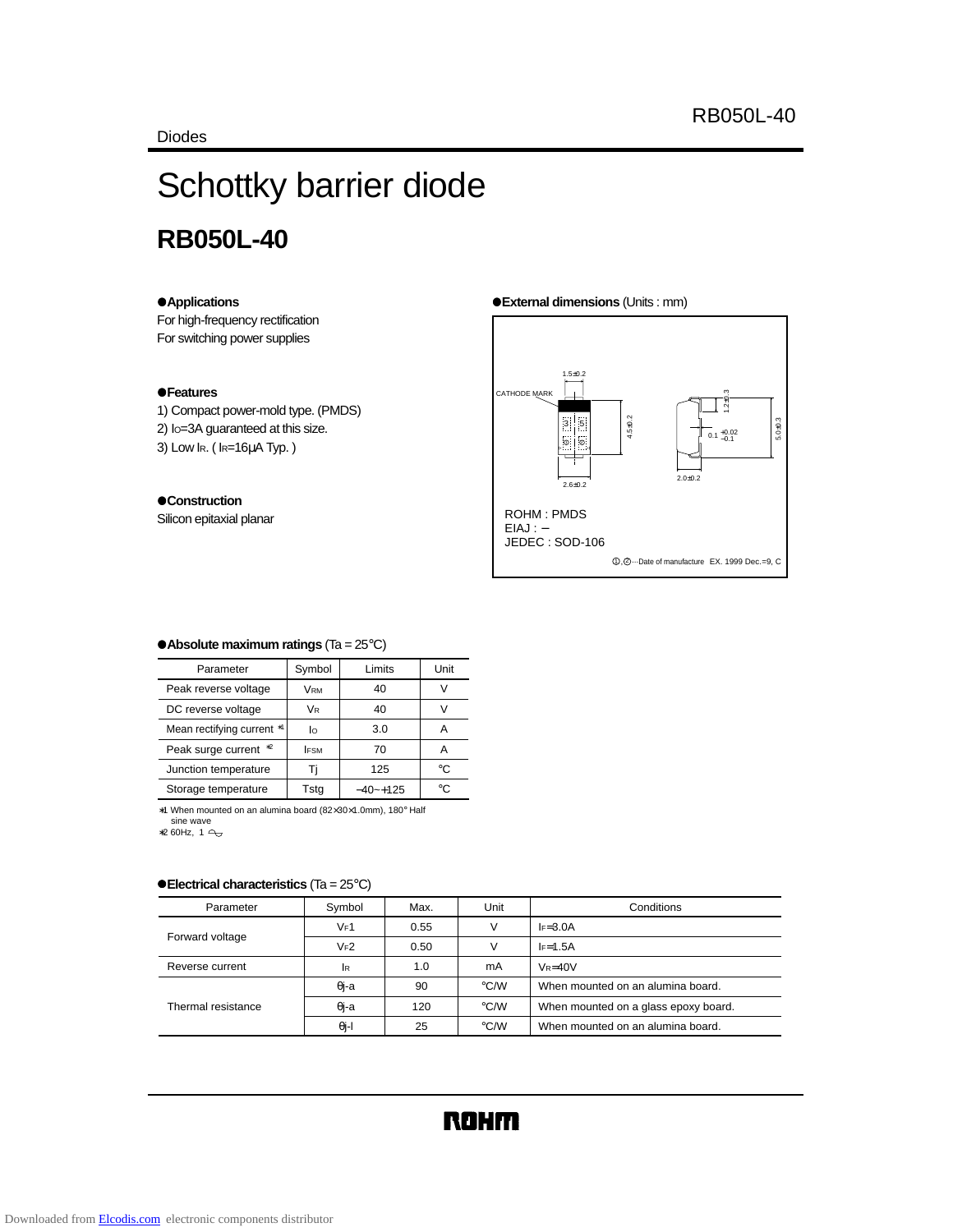Diodes

# Schottky barrier diode

## RB050L-40

●**Applications**
For high-frequency rectification
For switching power supplies

●**Features**
1) Compact power-mold type. (PMDS)
2) $I_O$=3A guaranteed at this size.
3) Low $I_R$. ( $I_R$=16μA Typ. )

●**Construction**
Silicon epitaxial planar

●**External dimensions** (Units : mm)

CATHODE MARK

1.5±0.2
4.5±0.2
2.6±0.2
1.2±0.3
0.1 +0.02 −0.1
5.0±0.3
2.0±0.2

ROHM : PMDS
EIAJ : −
JEDEC : SOD-106

①,②···Date of manufacture EX. 1999 Dec.=9, C

●**Absolute maximum ratings** (Ta = 25°C)

| Parameter | Symbol | Limits | Unit |
|---|---|---|---|
| Peak reverse voltage | $V_{RM}$ | 40 | V |
| DC reverse voltage | $V_R$ | 40 | V |
| Mean rectifying current *1 | $I_O$ | 3.0 | A |
| Peak surge current *2 | $I_{FSM}$ | 70 | A |
| Junction temperature | Tj | 125 | °C |
| Storage temperature | Tstg | −40~+125 | °C |

*1 When mounted on an alumina board (82×30×1.0mm), 180° Half sine wave
*2 60Hz, 1 ∼

●**Electrical characteristics** (Ta = 25°C)

| Parameter | Symbol | Max. | Unit | Conditions |
|---|---|---|---|---|
| Forward voltage | $V_F1$ | 0.55 | V | $I_F$=3.0A |
| | $V_F2$ | 0.50 | V | $I_F$=1.5A |
| Reverse current | $I_R$ | 1.0 | mA | $V_R$=40V |
| Thermal resistance | θj-a | 90 | °C/W | When mounted on an alumina board. |
| | θj-a | 120 | °C/W | When mounted on a glass epoxy board. |
| | θj-l | 25 | °C/W | When mounted on an alumina board. |

ROHM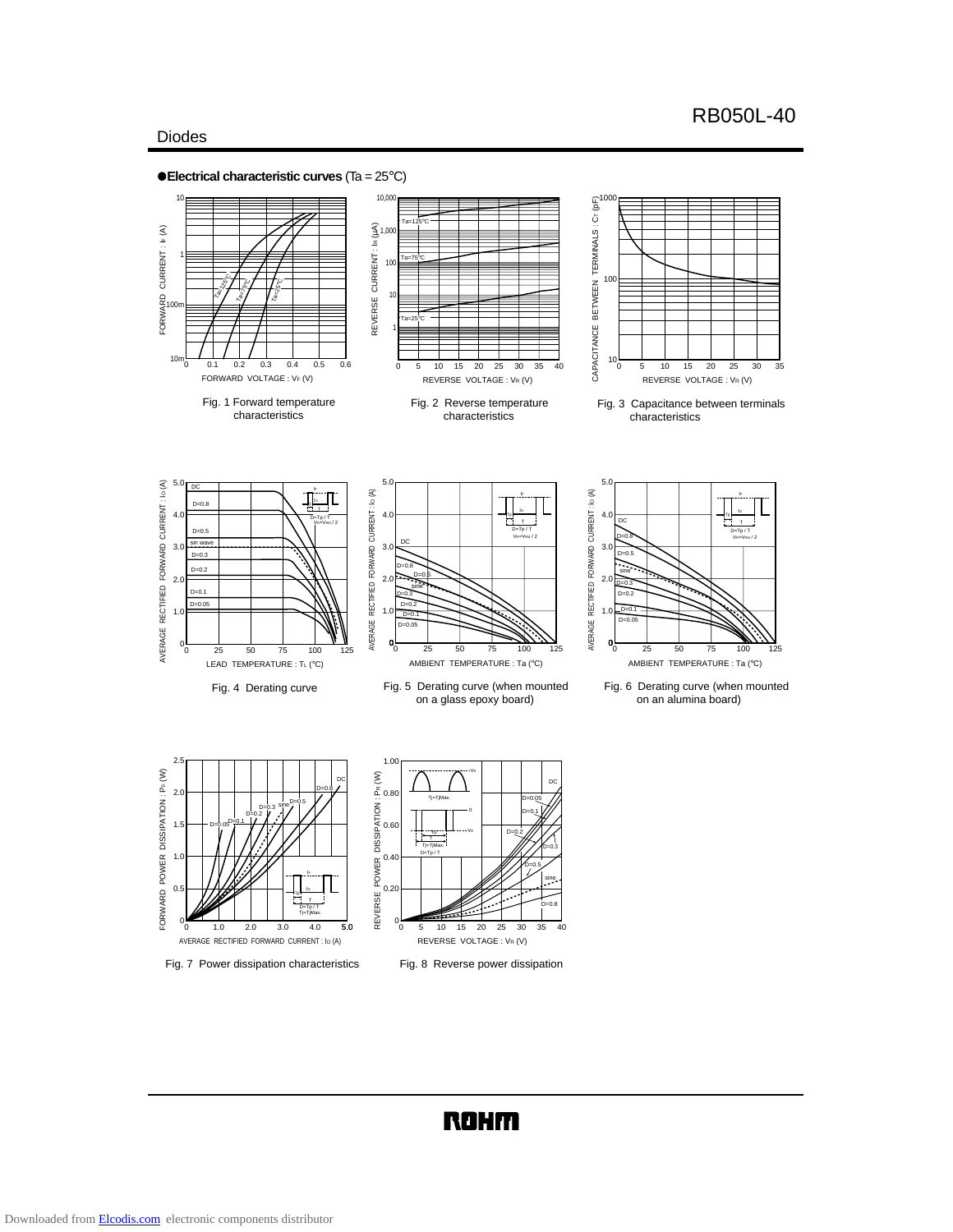Diodes

●**Electrical characteristic curves** (Ta = 25°C)

10
1
100m
10m
0 0.1 0.2 0.3 0.4 0.5 0.6
FORWARD CURRENT : IF (A)
FORWARD VOLTAGE : VF (V)
Ta=125°C
Ta=75°C
Ta=25°C

Fig. 1 Forward temperature characteristics

10,000
1,000
100
10
1
0 5 10 15 20 25 30 35 40
REVERSE CURRENT : IR (μA)
REVERSE VOLTAGE : VR (V)
Ta=125°C
Ta=75°C
Ta=25°C

Fig. 2 Reverse temperature characteristics

1000
100
10
0 5 10 15 20 25 30 35
CAPACITANCE BETWEEN TERMINALS : CT (pF)
REVERSE VOLTAGE : VR (V)

Fig. 3 Capacitance between terminals characteristics

5.0
4.0
3.0
2.0
1.0
0
0 25 50 75 100 125
AVERAGE RECTIFIED FORWARD CURRENT : IO (A)
LEAD TEMPERATURE : TL (°C)
DC
D=0.8
D=0.5
sin wave
D=0.3
D=0.2
D=0.1
D=0.05
D=Tp / T
VR=VRM / 2

Fig. 4 Derating curve

5.0
4.0
3.0
2.0
1.0
0
0 25 50 75 100 125
AVERAGE RECTIFIED FORWARD CURRENT : IO (A)
AMBIENT TEMPERATURE : Ta (°C)
DC
D=0.8
D=0.5
sine
D=0.3
D=0.2
D=0.1
D=0.05
D=Tp / T
VR=VRM / 2

Fig. 5 Derating curve (when mounted on a glass epoxy board)

5.0
4.0
3.0
2.0
1.0
0
0 25 50 75 100 125
AVERAGE RECTIFIED FORWARD CURRENT : IO (A)
AMBIENT TEMPERATURE : Ta (°C)
DC
D=0.8
D=0.5
sine
D=0.3
D=0.2
D=0.1
D=0.05
D=Tp / T
VR=VRM / 2

Fig. 6 Derating curve (when mounted on an alumina board)

2.5
2.0
1.5
1.0
0.5
0
0 1.0 2.0 3.0 4.0 5.0
FORWARD POWER DISSIPATION : PF (W)
AVERAGE RECTIFIED FORWARD CURRENT : IO (A)
DC
D=0.8
D=0.5
sine
D=0.3
D=0.2
D=0.1
D=0.05
D=Tp / T
Tj=TjMax.

Fig. 7 Power dissipation characteristics

1.00
0.80
0.60
0.40
0.20
0
0 5 10 15 20 25 30 35 40
REVERSE POWER DISSIPATION : PR (W)
REVERSE VOLTAGE : VR (V)
Tj=TjMax.
DC
D=0.05
D=0.1
D=0.2
D=0.3
D=0.5
sine
D=0.8
D=Tp / T

Fig. 8 Reverse power dissipation